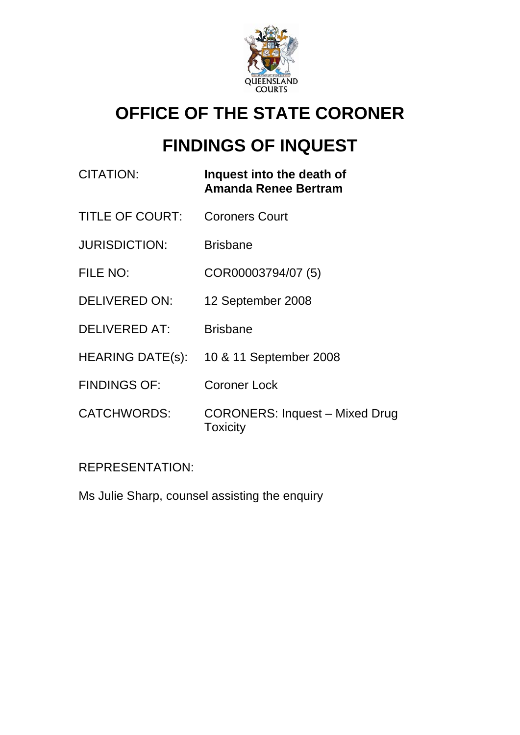# OFFICE OF THE STATE CORONER

# FINDINGS OF INQUEST

| | |
|---|---|
| CITATION: | **Inquest into the death of Amanda Renee Bertram** |
| TITLE OF COURT: | Coroners Court |
| JURISDICTION: | Brisbane |
| FILE NO: | COR00003794/07 (5) |
| DELIVERED ON: | 12 September 2008 |
| DELIVERED AT: | Brisbane |
| HEARING DATE(s): | 10 & 11 September 2008 |
| FINDINGS OF: | Coroner Lock |
| CATCHWORDS: | CORONERS: Inquest – Mixed Drug Toxicity |

REPRESENTATION:

Ms Julie Sharp, counsel assisting the enquiry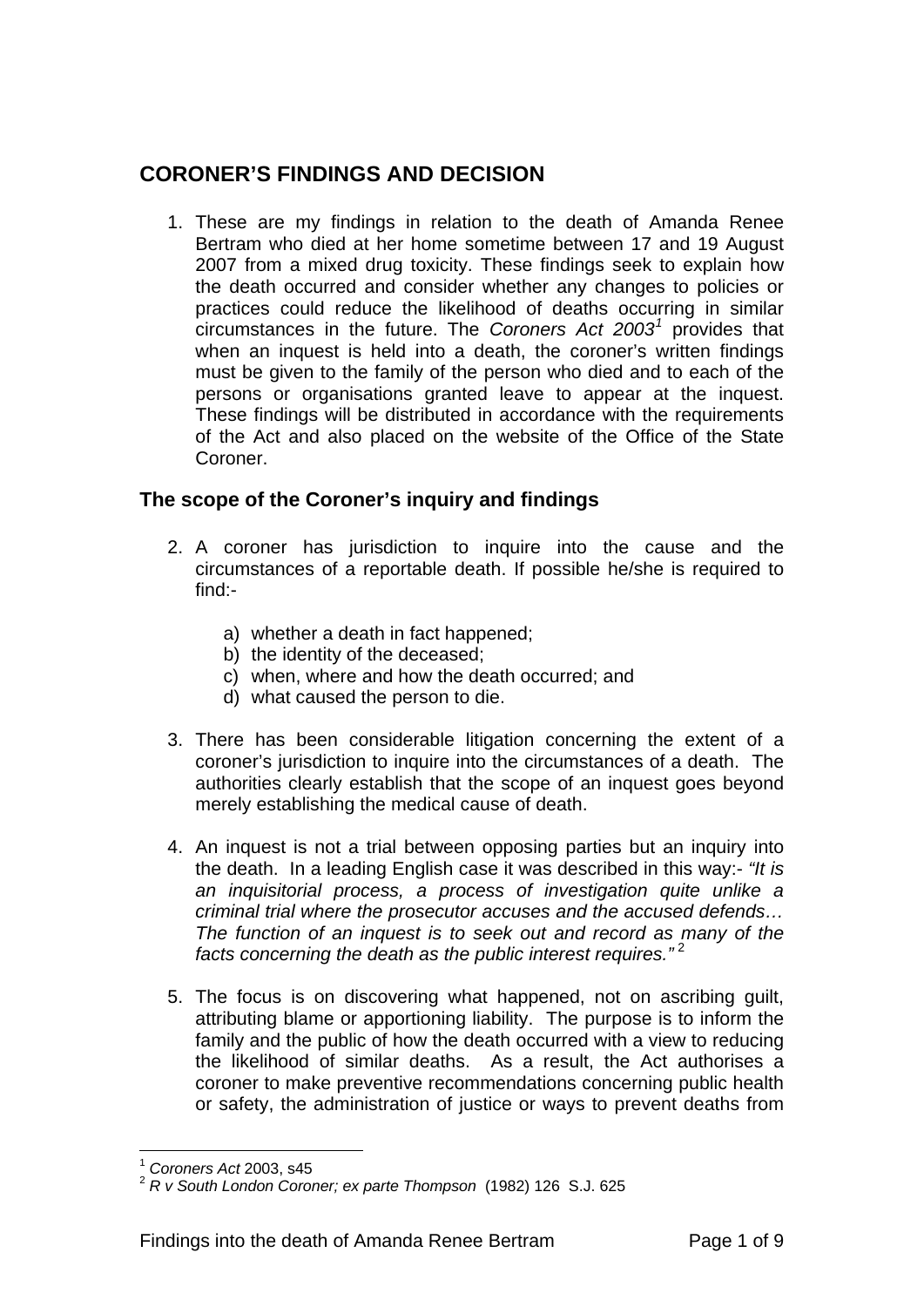## CORONER'S FINDINGS AND DECISION

1. These are my findings in relation to the death of Amanda Renee Bertram who died at her home sometime between 17 and 19 August 2007 from a mixed drug toxicity. These findings seek to explain how the death occurred and consider whether any changes to policies or practices could reduce the likelihood of deaths occurring in similar circumstances in the future. The *Coroners Act 2003*[1] provides that when an inquest is held into a death, the coroner's written findings must be given to the family of the person who died and to each of the persons or organisations granted leave to appear at the inquest. These findings will be distributed in accordance with the requirements of the Act and also placed on the website of the Office of the State Coroner.

### The scope of the Coroner's inquiry and findings

2. A coroner has jurisdiction to inquire into the cause and the circumstances of a reportable death. If possible he/she is required to find:-

   a) whether a death in fact happened;
   b) the identity of the deceased;
   c) when, where and how the death occurred; and
   d) what caused the person to die.

3. There has been considerable litigation concerning the extent of a coroner's jurisdiction to inquire into the circumstances of a death. The authorities clearly establish that the scope of an inquest goes beyond merely establishing the medical cause of death.

4. An inquest is not a trial between opposing parties but an inquiry into the death. In a leading English case it was described in this way:- *"It is an inquisitorial process, a process of investigation quite unlike a criminal trial where the prosecutor accuses and the accused defends… The function of an inquest is to seek out and record as many of the facts concerning the death as the public interest requires."*[2]

5. The focus is on discovering what happened, not on ascribing guilt, attributing blame or apportioning liability. The purpose is to inform the family and the public of how the death occurred with a view to reducing the likelihood of similar deaths. As a result, the Act authorises a coroner to make preventive recommendations concerning public health or safety, the administration of justice or ways to prevent deaths from

---

[1] *Coroners Act* 2003, s45

[2] *R v South London Coroner; ex parte Thompson* (1982) 126 S.J. 625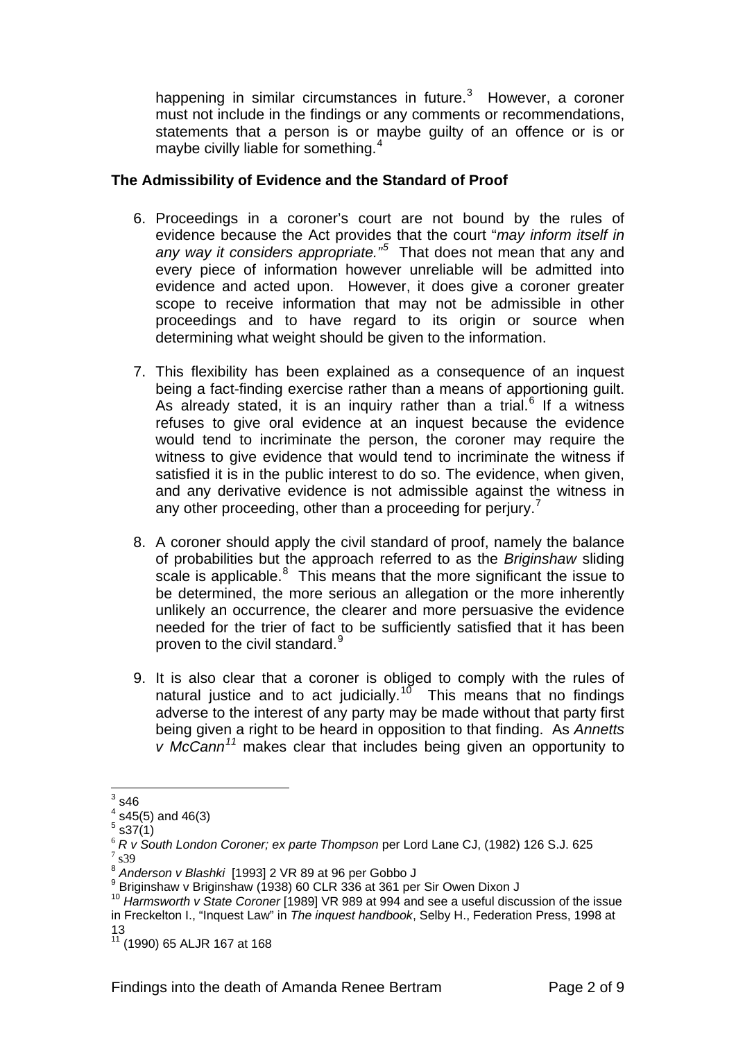happening in similar circumstances in future.[3] However, a coroner must not include in the findings or any comments or recommendations, statements that a person is or maybe guilty of an offence or is or maybe civilly liable for something.[4]

### The Admissibility of Evidence and the Standard of Proof

6. Proceedings in a coroner's court are not bound by the rules of evidence because the Act provides that the court "*may inform itself in any way it considers appropriate."*[5] That does not mean that any and every piece of information however unreliable will be admitted into evidence and acted upon. However, it does give a coroner greater scope to receive information that may not be admissible in other proceedings and to have regard to its origin or source when determining what weight should be given to the information.

7. This flexibility has been explained as a consequence of an inquest being a fact-finding exercise rather than a means of apportioning guilt. As already stated, it is an inquiry rather than a trial.[6] If a witness refuses to give oral evidence at an inquest because the evidence would tend to incriminate the person, the coroner may require the witness to give evidence that would tend to incriminate the witness if satisfied it is in the public interest to do so. The evidence, when given, and any derivative evidence is not admissible against the witness in any other proceeding, other than a proceeding for perjury.[7]

8. A coroner should apply the civil standard of proof, namely the balance of probabilities but the approach referred to as the *Briginshaw* sliding scale is applicable.[8] This means that the more significant the issue to be determined, the more serious an allegation or the more inherently unlikely an occurrence, the clearer and more persuasive the evidence needed for the trier of fact to be sufficiently satisfied that it has been proven to the civil standard.[9]

9. It is also clear that a coroner is obliged to comply with the rules of natural justice and to act judicially.[10] This means that no findings adverse to the interest of any party may be made without that party first being given a right to be heard in opposition to that finding. As *Annetts v McCann*[11] makes clear that includes being given an opportunity to

---

[3] s46
[4] s45(5) and 46(3)
[5] s37(1)
[6] *R v South London Coroner; ex parte Thompson* per Lord Lane CJ, (1982) 126 S.J. 625
[7] s39
[8] *Anderson v Blashki* [1993] 2 VR 89 at 96 per Gobbo J
[9] Briginshaw v Briginshaw (1938) 60 CLR 336 at 361 per Sir Owen Dixon J
[10] *Harmsworth v State Coroner* [1989] VR 989 at 994 and see a useful discussion of the issue in Freckelton I., "Inquest Law" in *The inquest handbook*, Selby H., Federation Press, 1998 at 13
[11] (1990) 65 ALJR 167 at 168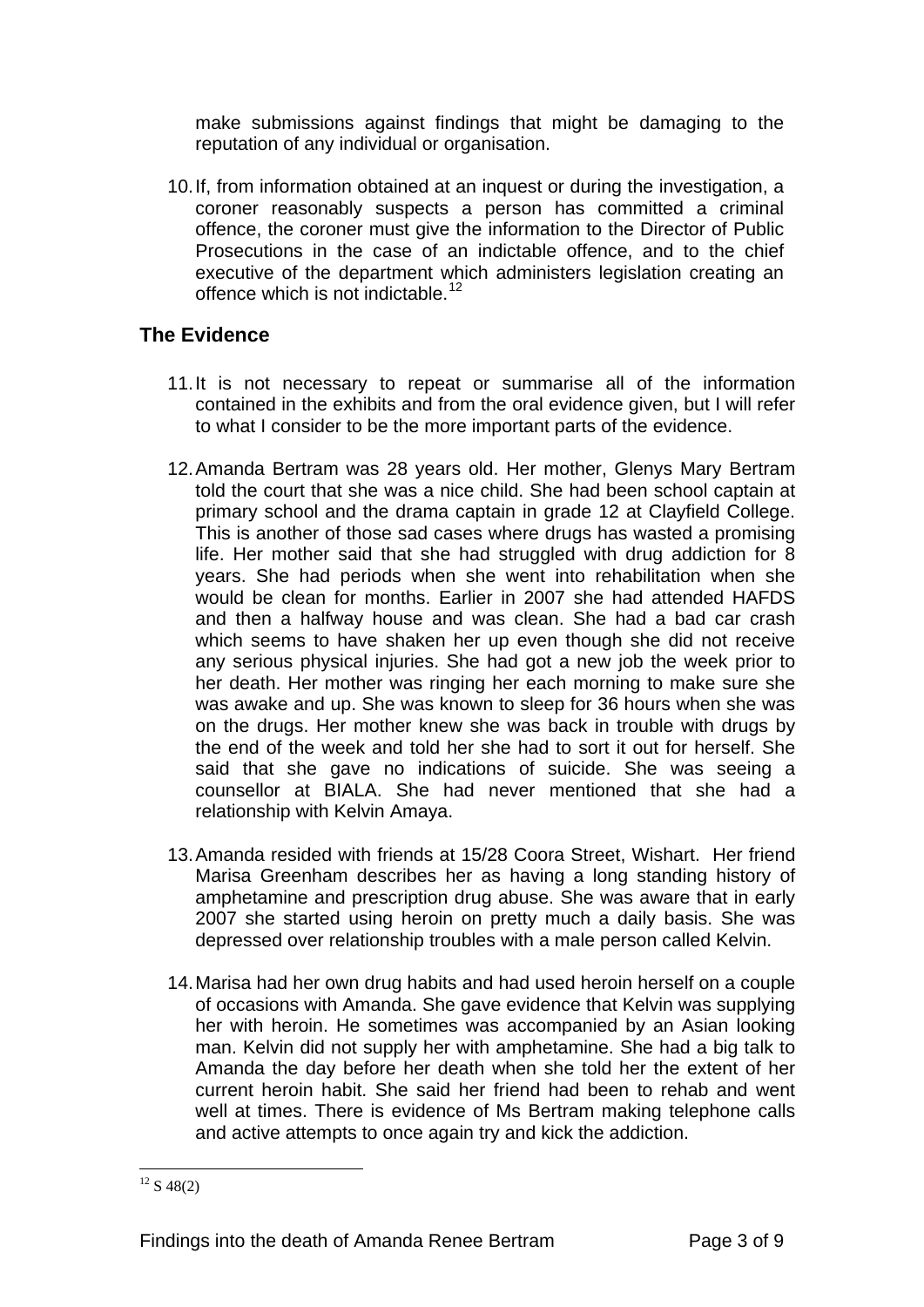make submissions against findings that might be damaging to the reputation of any individual or organisation.

10. If, from information obtained at an inquest or during the investigation, a coroner reasonably suspects a person has committed a criminal offence, the coroner must give the information to the Director of Public Prosecutions in the case of an indictable offence, and to the chief executive of the department which administers legislation creating an offence which is not indictable.[12]

## The Evidence

11. It is not necessary to repeat or summarise all of the information contained in the exhibits and from the oral evidence given, but I will refer to what I consider to be the more important parts of the evidence.

12. Amanda Bertram was 28 years old. Her mother, Glenys Mary Bertram told the court that she was a nice child. She had been school captain at primary school and the drama captain in grade 12 at Clayfield College. This is another of those sad cases where drugs has wasted a promising life. Her mother said that she had struggled with drug addiction for 8 years. She had periods when she went into rehabilitation when she would be clean for months. Earlier in 2007 she had attended HAFDS and then a halfway house and was clean. She had a bad car crash which seems to have shaken her up even though she did not receive any serious physical injuries. She had got a new job the week prior to her death. Her mother was ringing her each morning to make sure she was awake and up. She was known to sleep for 36 hours when she was on the drugs. Her mother knew she was back in trouble with drugs by the end of the week and told her she had to sort it out for herself. She said that she gave no indications of suicide. She was seeing a counsellor at BIALA. She had never mentioned that she had a relationship with Kelvin Amaya.

13. Amanda resided with friends at 15/28 Coora Street, Wishart. Her friend Marisa Greenham describes her as having a long standing history of amphetamine and prescription drug abuse. She was aware that in early 2007 she started using heroin on pretty much a daily basis. She was depressed over relationship troubles with a male person called Kelvin.

14. Marisa had her own drug habits and had used heroin herself on a couple of occasions with Amanda. She gave evidence that Kelvin was supplying her with heroin. He sometimes was accompanied by an Asian looking man. Kelvin did not supply her with amphetamine. She had a big talk to Amanda the day before her death when she told her the extent of her current heroin habit. She said her friend had been to rehab and went well at times. There is evidence of Ms Bertram making telephone calls and active attempts to once again try and kick the addiction.

---

[12] S 48(2)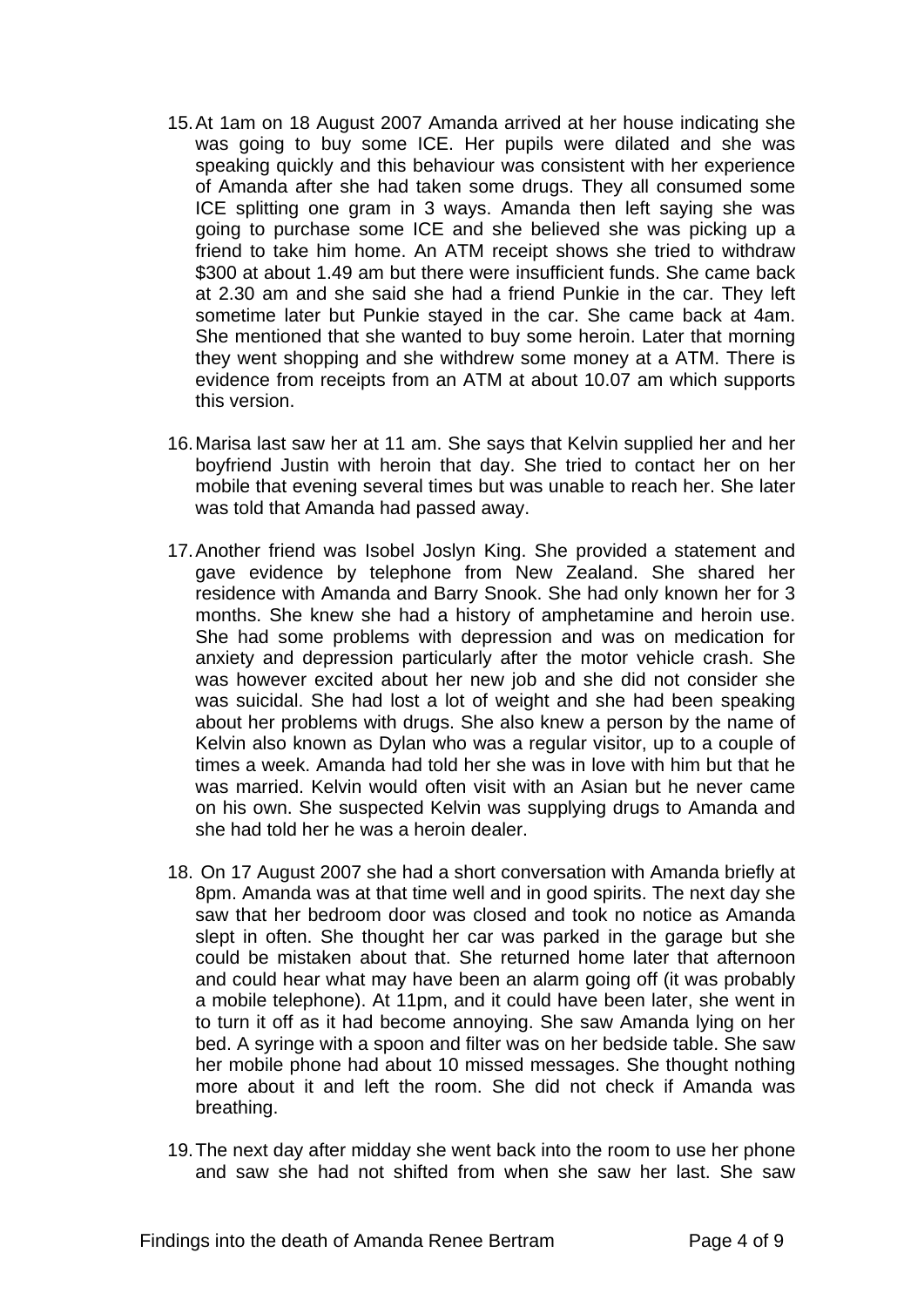15. At 1am on 18 August 2007 Amanda arrived at her house indicating she was going to buy some ICE. Her pupils were dilated and she was speaking quickly and this behaviour was consistent with her experience of Amanda after she had taken some drugs. They all consumed some ICE splitting one gram in 3 ways. Amanda then left saying she was going to purchase some ICE and she believed she was picking up a friend to take him home. An ATM receipt shows she tried to withdraw $300 at about 1.49 am but there were insufficient funds. She came back at 2.30 am and she said she had a friend Punkie in the car. They left sometime later but Punkie stayed in the car. She came back at 4am. She mentioned that she wanted to buy some heroin. Later that morning they went shopping and she withdrew some money at a ATM. There is evidence from receipts from an ATM at about 10.07 am which supports this version.

16. Marisa last saw her at 11 am. She says that Kelvin supplied her and her boyfriend Justin with heroin that day. She tried to contact her on her mobile that evening several times but was unable to reach her. She later was told that Amanda had passed away.

17. Another friend was Isobel Joslyn King. She provided a statement and gave evidence by telephone from New Zealand. She shared her residence with Amanda and Barry Snook. She had only known her for 3 months. She knew she had a history of amphetamine and heroin use. She had some problems with depression and was on medication for anxiety and depression particularly after the motor vehicle crash. She was however excited about her new job and she did not consider she was suicidal. She had lost a lot of weight and she had been speaking about her problems with drugs. She also knew a person by the name of Kelvin also known as Dylan who was a regular visitor, up to a couple of times a week. Amanda had told her she was in love with him but that he was married. Kelvin would often visit with an Asian but he never came on his own. She suspected Kelvin was supplying drugs to Amanda and she had told her he was a heroin dealer.

18. On 17 August 2007 she had a short conversation with Amanda briefly at 8pm. Amanda was at that time well and in good spirits. The next day she saw that her bedroom door was closed and took no notice as Amanda slept in often. She thought her car was parked in the garage but she could be mistaken about that. She returned home later that afternoon and could hear what may have been an alarm going off (it was probably a mobile telephone). At 11pm, and it could have been later, she went in to turn it off as it had become annoying. She saw Amanda lying on her bed. A syringe with a spoon and filter was on her bedside table. She saw her mobile phone had about 10 missed messages. She thought nothing more about it and left the room. She did not check if Amanda was breathing.

19. The next day after midday she went back into the room to use her phone and saw she had not shifted from when she saw her last. She saw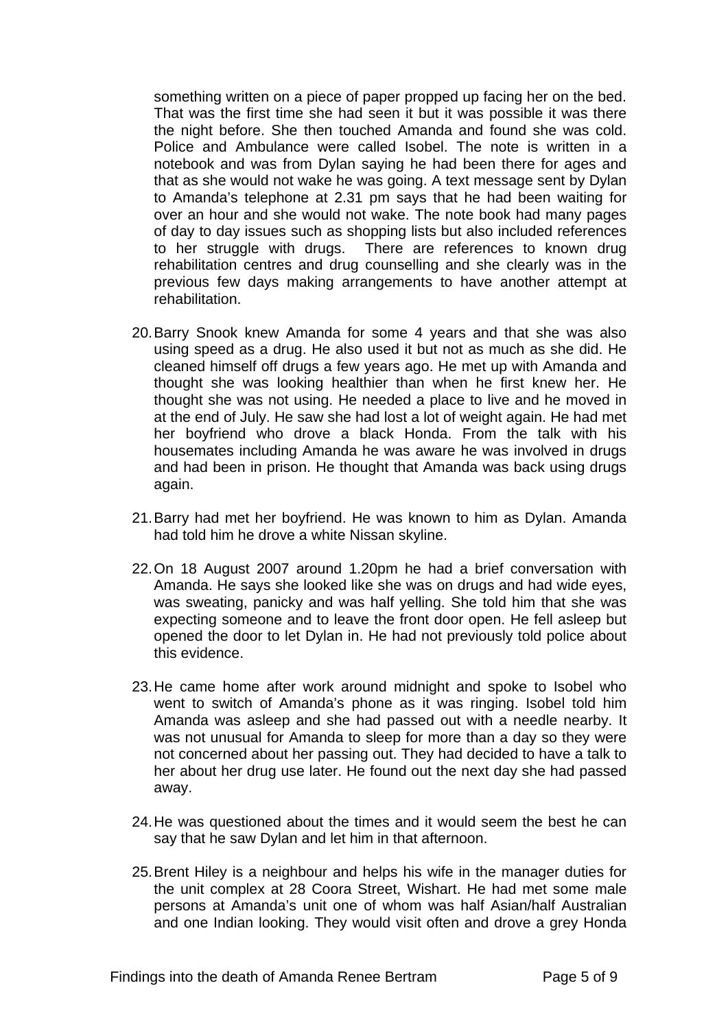something written on a piece of paper propped up facing her on the bed. That was the first time she had seen it but it was possible it was there the night before. She then touched Amanda and found she was cold. Police and Ambulance were called Isobel. The note is written in a notebook and was from Dylan saying he had been there for ages and that as she would not wake he was going. A text message sent by Dylan to Amanda's telephone at 2.31 pm says that he had been waiting for over an hour and she would not wake. The note book had many pages of day to day issues such as shopping lists but also included references to her struggle with drugs. There are references to known drug rehabilitation centres and drug counselling and she clearly was in the previous few days making arrangements to have another attempt at rehabilitation.

20. Barry Snook knew Amanda for some 4 years and that she was also using speed as a drug. He also used it but not as much as she did. He cleaned himself off drugs a few years ago. He met up with Amanda and thought she was looking healthier than when he first knew her. He thought she was not using. He needed a place to live and he moved in at the end of July. He saw she had lost a lot of weight again. He had met her boyfriend who drove a black Honda. From the talk with his housemates including Amanda he was aware he was involved in drugs and had been in prison. He thought that Amanda was back using drugs again.

21. Barry had met her boyfriend. He was known to him as Dylan. Amanda had told him he drove a white Nissan skyline.

22. On 18 August 2007 around 1.20pm he had a brief conversation with Amanda. He says she looked like she was on drugs and had wide eyes, was sweating, panicky and was half yelling. She told him that she was expecting someone and to leave the front door open. He fell asleep but opened the door to let Dylan in. He had not previously told police about this evidence.

23. He came home after work around midnight and spoke to Isobel who went to switch of Amanda's phone as it was ringing. Isobel told him Amanda was asleep and she had passed out with a needle nearby. It was not unusual for Amanda to sleep for more than a day so they were not concerned about her passing out. They had decided to have a talk to her about her drug use later. He found out the next day she had passed away.

24. He was questioned about the times and it would seem the best he can say that he saw Dylan and let him in that afternoon.

25. Brent Hiley is a neighbour and helps his wife in the manager duties for the unit complex at 28 Coora Street, Wishart. He had met some male persons at Amanda's unit one of whom was half Asian/half Australian and one Indian looking. They would visit often and drove a grey Honda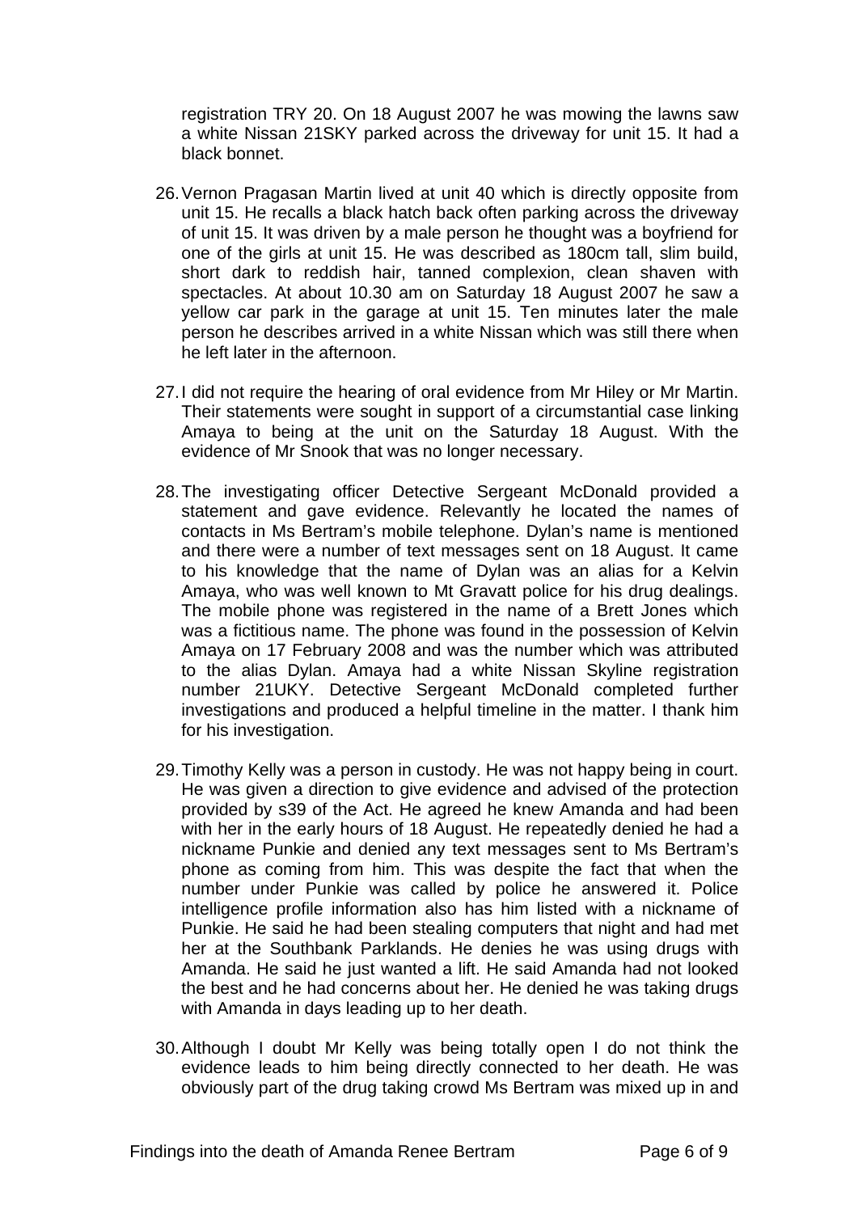registration TRY 20. On 18 August 2007 he was mowing the lawns saw a white Nissan 21SKY parked across the driveway for unit 15. It had a black bonnet.

26. Vernon Pragasan Martin lived at unit 40 which is directly opposite from unit 15. He recalls a black hatch back often parking across the driveway of unit 15. It was driven by a male person he thought was a boyfriend for one of the girls at unit 15. He was described as 180cm tall, slim build, short dark to reddish hair, tanned complexion, clean shaven with spectacles. At about 10.30 am on Saturday 18 August 2007 he saw a yellow car park in the garage at unit 15. Ten minutes later the male person he describes arrived in a white Nissan which was still there when he left later in the afternoon.

27. I did not require the hearing of oral evidence from Mr Hiley or Mr Martin. Their statements were sought in support of a circumstantial case linking Amaya to being at the unit on the Saturday 18 August. With the evidence of Mr Snook that was no longer necessary.

28. The investigating officer Detective Sergeant McDonald provided a statement and gave evidence. Relevantly he located the names of contacts in Ms Bertram's mobile telephone. Dylan's name is mentioned and there were a number of text messages sent on 18 August. It came to his knowledge that the name of Dylan was an alias for a Kelvin Amaya, who was well known to Mt Gravatt police for his drug dealings. The mobile phone was registered in the name of a Brett Jones which was a fictitious name. The phone was found in the possession of Kelvin Amaya on 17 February 2008 and was the number which was attributed to the alias Dylan. Amaya had a white Nissan Skyline registration number 21UKY. Detective Sergeant McDonald completed further investigations and produced a helpful timeline in the matter. I thank him for his investigation.

29. Timothy Kelly was a person in custody. He was not happy being in court. He was given a direction to give evidence and advised of the protection provided by s39 of the Act. He agreed he knew Amanda and had been with her in the early hours of 18 August. He repeatedly denied he had a nickname Punkie and denied any text messages sent to Ms Bertram's phone as coming from him. This was despite the fact that when the number under Punkie was called by police he answered it. Police intelligence profile information also has him listed with a nickname of Punkie. He said he had been stealing computers that night and had met her at the Southbank Parklands. He denies he was using drugs with Amanda. He said he just wanted a lift. He said Amanda had not looked the best and he had concerns about her. He denied he was taking drugs with Amanda in days leading up to her death.

30. Although I doubt Mr Kelly was being totally open I do not think the evidence leads to him being directly connected to her death. He was obviously part of the drug taking crowd Ms Bertram was mixed up in and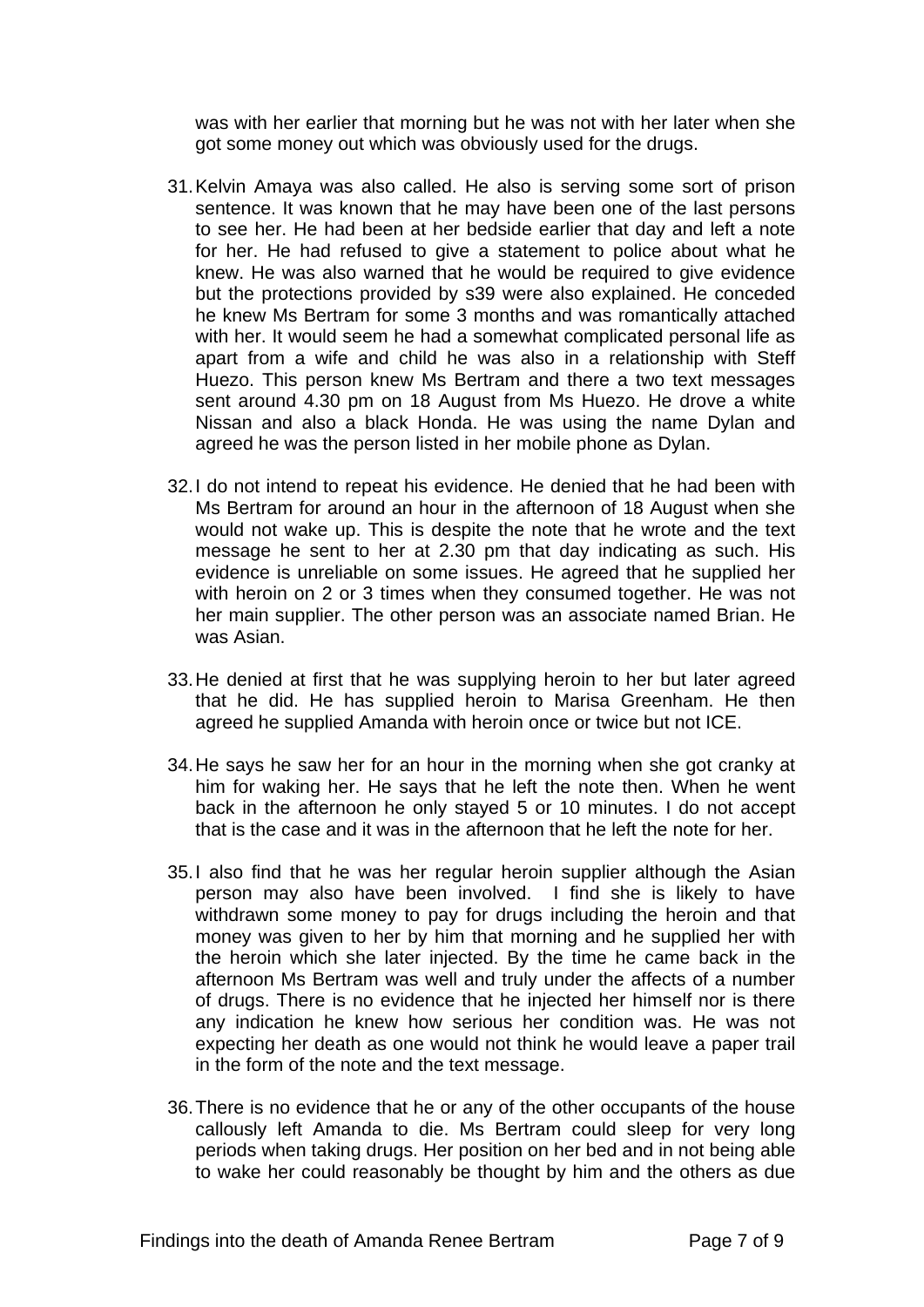was with her earlier that morning but he was not with her later when she got some money out which was obviously used for the drugs.

31. Kelvin Amaya was also called. He also is serving some sort of prison sentence. It was known that he may have been one of the last persons to see her. He had been at her bedside earlier that day and left a note for her. He had refused to give a statement to police about what he knew. He was also warned that he would be required to give evidence but the protections provided by s39 were also explained. He conceded he knew Ms Bertram for some 3 months and was romantically attached with her. It would seem he had a somewhat complicated personal life as apart from a wife and child he was also in a relationship with Steff Huezo. This person knew Ms Bertram and there a two text messages sent around 4.30 pm on 18 August from Ms Huezo. He drove a white Nissan and also a black Honda. He was using the name Dylan and agreed he was the person listed in her mobile phone as Dylan.

32. I do not intend to repeat his evidence. He denied that he had been with Ms Bertram for around an hour in the afternoon of 18 August when she would not wake up. This is despite the note that he wrote and the text message he sent to her at 2.30 pm that day indicating as such. His evidence is unreliable on some issues. He agreed that he supplied her with heroin on 2 or 3 times when they consumed together. He was not her main supplier. The other person was an associate named Brian. He was Asian.

33. He denied at first that he was supplying heroin to her but later agreed that he did. He has supplied heroin to Marisa Greenham. He then agreed he supplied Amanda with heroin once or twice but not ICE.

34. He says he saw her for an hour in the morning when she got cranky at him for waking her. He says that he left the note then. When he went back in the afternoon he only stayed 5 or 10 minutes. I do not accept that is the case and it was in the afternoon that he left the note for her.

35. I also find that he was her regular heroin supplier although the Asian person may also have been involved. I find she is likely to have withdrawn some money to pay for drugs including the heroin and that money was given to her by him that morning and he supplied her with the heroin which she later injected. By the time he came back in the afternoon Ms Bertram was well and truly under the affects of a number of drugs. There is no evidence that he injected her himself nor is there any indication he knew how serious her condition was. He was not expecting her death as one would not think he would leave a paper trail in the form of the note and the text message.

36. There is no evidence that he or any of the other occupants of the house callously left Amanda to die. Ms Bertram could sleep for very long periods when taking drugs. Her position on her bed and in not being able to wake her could reasonably be thought by him and the others as due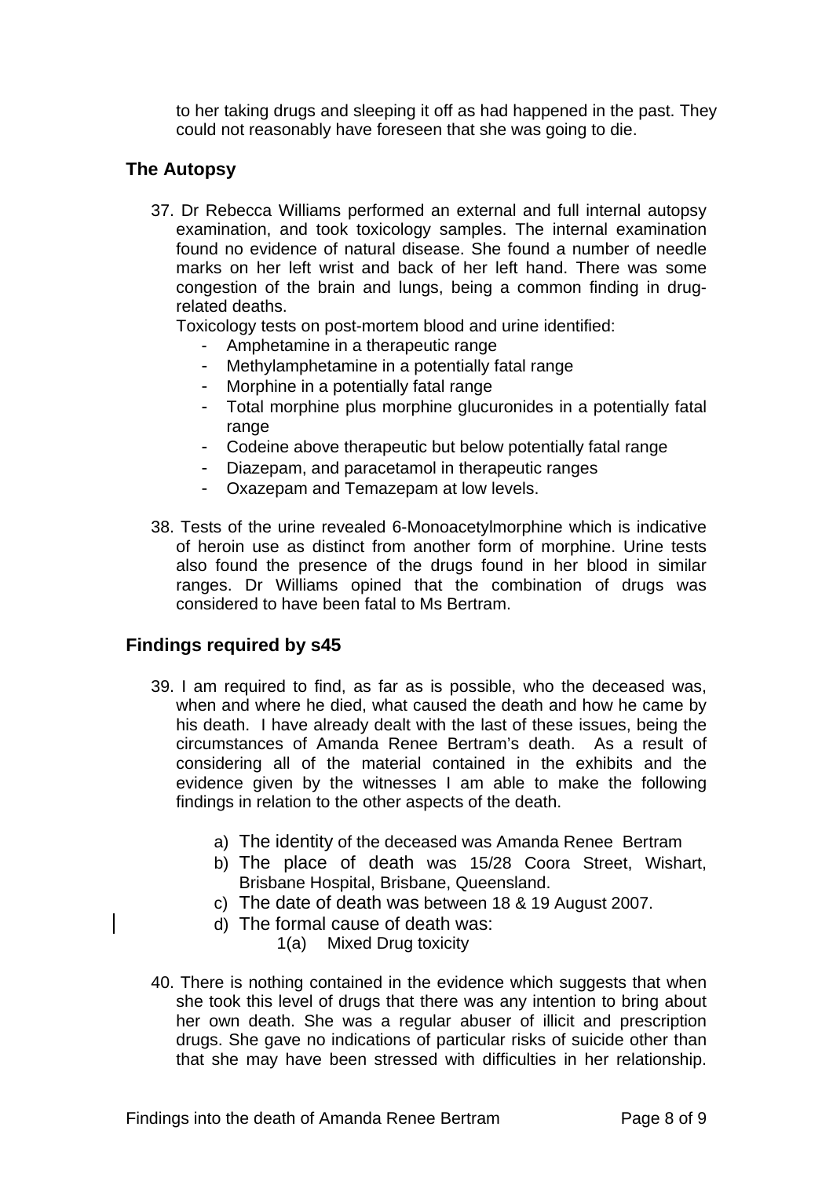to her taking drugs and sleeping it off as had happened in the past. They could not reasonably have foreseen that she was going to die.

## The Autopsy

37. Dr Rebecca Williams performed an external and full internal autopsy examination, and took toxicology samples. The internal examination found no evidence of natural disease. She found a number of needle marks on her left wrist and back of her left hand. There was some congestion of the brain and lungs, being a common finding in drug-related deaths.

    Toxicology tests on post-mortem blood and urine identified:

    - Amphetamine in a therapeutic range
    - Methylamphetamine in a potentially fatal range
    - Morphine in a potentially fatal range
    - Total morphine plus morphine glucuronides in a potentially fatal range
    - Codeine above therapeutic but below potentially fatal range
    - Diazepam, and paracetamol in therapeutic ranges
    - Oxazepam and Temazepam at low levels.

38. Tests of the urine revealed 6-Monoacetylmorphine which is indicative of heroin use as distinct from another form of morphine. Urine tests also found the presence of the drugs found in her blood in similar ranges. Dr Williams opined that the combination of drugs was considered to have been fatal to Ms Bertram.

## Findings required by s45

39. I am required to find, as far as is possible, who the deceased was, when and where he died, what caused the death and how he came by his death. I have already dealt with the last of these issues, being the circumstances of Amanda Renee Bertram's death. As a result of considering all of the material contained in the exhibits and the evidence given by the witnesses I am able to make the following findings in relation to the other aspects of the death.

    a) The identity of the deceased was Amanda Renee Bertram
    b) The place of death was 15/28 Coora Street, Wishart, Brisbane Hospital, Brisbane, Queensland.
    c) The date of death was between 18 & 19 August 2007.
    d) The formal cause of death was:
       1(a) Mixed Drug toxicity

40. There is nothing contained in the evidence which suggests that when she took this level of drugs that there was any intention to bring about her own death. She was a regular abuser of illicit and prescription drugs. She gave no indications of particular risks of suicide other than that she may have been stressed with difficulties in her relationship.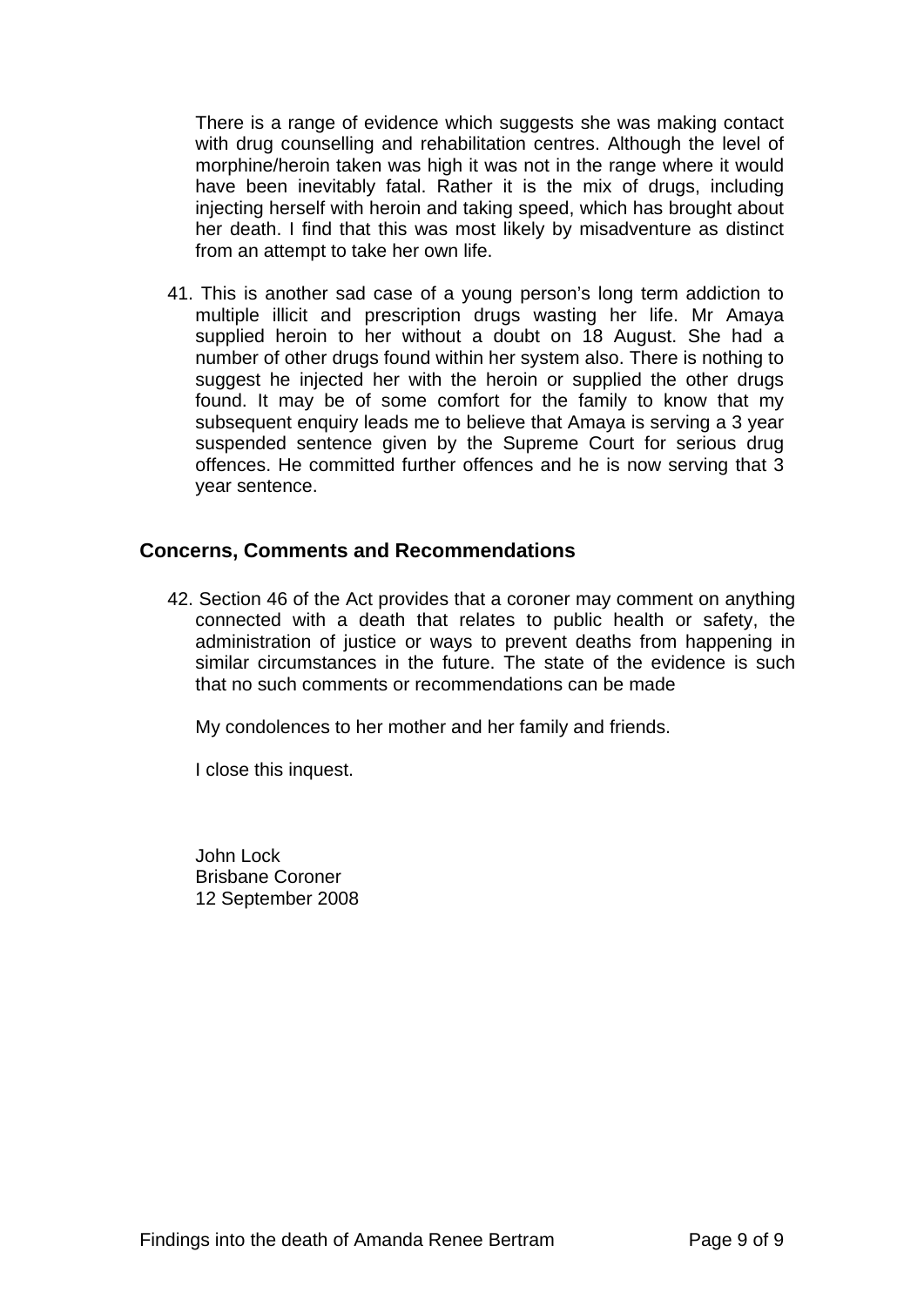There is a range of evidence which suggests she was making contact with drug counselling and rehabilitation centres. Although the level of morphine/heroin taken was high it was not in the range where it would have been inevitably fatal. Rather it is the mix of drugs, including injecting herself with heroin and taking speed, which has brought about her death. I find that this was most likely by misadventure as distinct from an attempt to take her own life.

41. This is another sad case of a young person's long term addiction to multiple illicit and prescription drugs wasting her life. Mr Amaya supplied heroin to her without a doubt on 18 August. She had a number of other drugs found within her system also. There is nothing to suggest he injected her with the heroin or supplied the other drugs found. It may be of some comfort for the family to know that my subsequent enquiry leads me to believe that Amaya is serving a 3 year suspended sentence given by the Supreme Court for serious drug offences. He committed further offences and he is now serving that 3 year sentence.

## Concerns, Comments and Recommendations

42. Section 46 of the Act provides that a coroner may comment on anything connected with a death that relates to public health or safety, the administration of justice or ways to prevent deaths from happening in similar circumstances in the future. The state of the evidence is such that no such comments or recommendations can be made

My condolences to her mother and her family and friends.

I close this inquest.

John Lock
Brisbane Coroner
12 September 2008